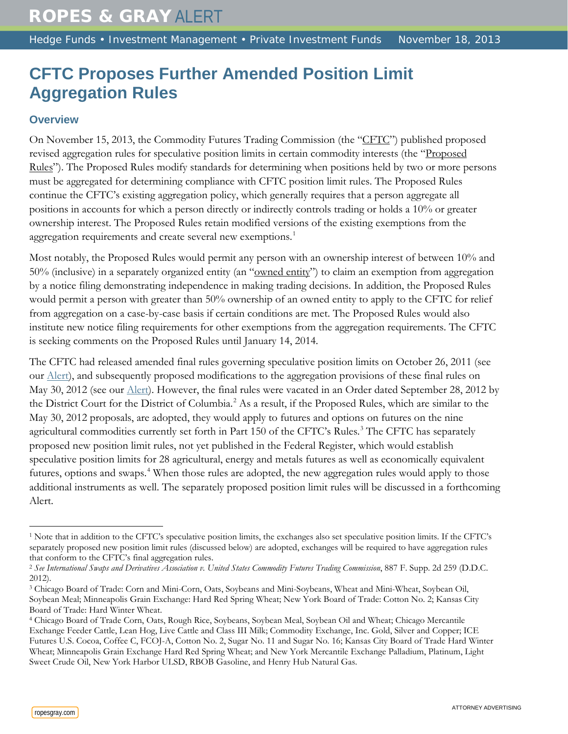# ROPES & GRAY ALERT

Hedge Funds • Investment Management • Private Investment Funds November 18, 2013

## CFTC Proposes Further Amended Position Limit Aggregation Rules

### Overview

On November 15, 2013, the Commodity Futures Trading Commission (the "CFTC") published proposed revised aggregation rules for speculative position limits in certain commodity interests (the "Proposed Rules"). The Proposed Rules modify standards for determining when positions held by two or more persons must be aggregated for determining compliance with CFTC position limit rules. The Proposed Rules continue the CFTC's existing aggregation policy, which generally requires that a person aggregate all positions in accounts for which a person directly or indirectly controls trading or holds a 10% or greater ownership interest. The Proposed Rules retain modified versions of the existing exemptions from the aggregation requirements and create several new exemptions.[1]

Most notably, the Proposed Rules would permit any person with an ownership interest of between 10% and 50% (inclusive) in a separately organized entity (an "owned entity") to claim an exemption from aggregation by a notice filing demonstrating independence in making trading decisions. In addition, the Proposed Rules would permit a person with greater than 50% ownership of an owned entity to apply to the CFTC for relief from aggregation on a case-by-case basis if certain conditions are met. The Proposed Rules would also institute new notice filing requirements for other exemptions from the aggregation requirements. The CFTC is seeking comments on the Proposed Rules until January 14, 2014.

The CFTC had released amended final rules governing speculative position limits on October 26, 2011 (see our Alert), and subsequently proposed modifications to the aggregation provisions of these final rules on May 30, 2012 (see our Alert). However, the final rules were vacated in an Order dated September 28, 2012 by the District Court for the District of Columbia.[2] As a result, if the Proposed Rules, which are similar to the May 30, 2012 proposals, are adopted, they would apply to futures and options on futures on the nine agricultural commodities currently set forth in Part 150 of the CFTC's Rules.[3] The CFTC has separately proposed new position limit rules, not yet published in the Federal Register, which would establish speculative position limits for 28 agricultural, energy and metals futures as well as economically equivalent futures, options and swaps.[4] When those rules are adopted, the new aggregation rules would apply to those additional instruments as well. The separately proposed position limit rules will be discussed in a forthcoming Alert.

---

[1] Note that in addition to the CFTC's speculative position limits, the exchanges also set speculative position limits. If the CFTC's separately proposed new position limit rules (discussed below) are adopted, exchanges will be required to have aggregation rules that conform to the CFTC's final aggregation rules.

[2] *See International Swaps and Derivatives Association v. United States Commodity Futures Trading Commission*, 887 F. Supp. 2d 259 (D.D.C. 2012).

[3] Chicago Board of Trade: Corn and Mini-Corn, Oats, Soybeans and Mini-Soybeans, Wheat and Mini-Wheat, Soybean Oil, Soybean Meal; Minneapolis Grain Exchange: Hard Red Spring Wheat; New York Board of Trade: Cotton No. 2; Kansas City Board of Trade: Hard Winter Wheat.

[4] Chicago Board of Trade Corn, Oats, Rough Rice, Soybeans, Soybean Meal, Soybean Oil and Wheat; Chicago Mercantile Exchange Feeder Cattle, Lean Hog, Live Cattle and Class III Milk; Commodity Exchange, Inc. Gold, Silver and Copper; ICE Futures U.S. Cocoa, Coffee C, FCOJ-A, Cotton No. 2, Sugar No. 11 and Sugar No. 16; Kansas City Board of Trade Hard Winter Wheat; Minneapolis Grain Exchange Hard Red Spring Wheat; and New York Mercantile Exchange Palladium, Platinum, Light Sweet Crude Oil, New York Harbor ULSD, RBOB Gasoline, and Henry Hub Natural Gas.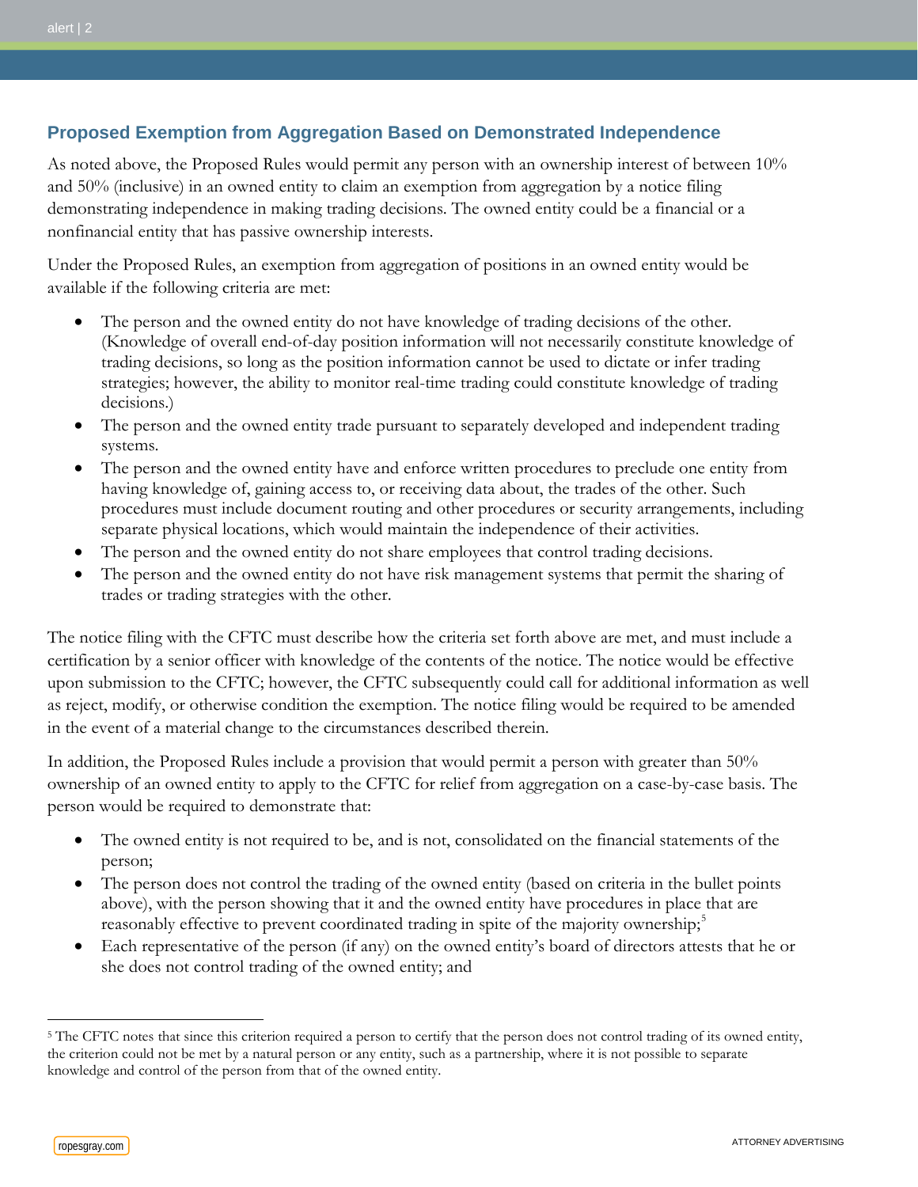## Proposed Exemption from Aggregation Based on Demonstrated Independence

As noted above, the Proposed Rules would permit any person with an ownership interest of between 10% and 50% (inclusive) in an owned entity to claim an exemption from aggregation by a notice filing demonstrating independence in making trading decisions. The owned entity could be a financial or a nonfinancial entity that has passive ownership interests.

Under the Proposed Rules, an exemption from aggregation of positions in an owned entity would be available if the following criteria are met:

- The person and the owned entity do not have knowledge of trading decisions of the other. (Knowledge of overall end-of-day position information will not necessarily constitute knowledge of trading decisions, so long as the position information cannot be used to dictate or infer trading strategies; however, the ability to monitor real-time trading could constitute knowledge of trading decisions.)
- The person and the owned entity trade pursuant to separately developed and independent trading systems.
- The person and the owned entity have and enforce written procedures to preclude one entity from having knowledge of, gaining access to, or receiving data about, the trades of the other. Such procedures must include document routing and other procedures or security arrangements, including separate physical locations, which would maintain the independence of their activities.
- The person and the owned entity do not share employees that control trading decisions.
- The person and the owned entity do not have risk management systems that permit the sharing of trades or trading strategies with the other.

The notice filing with the CFTC must describe how the criteria set forth above are met, and must include a certification by a senior officer with knowledge of the contents of the notice. The notice would be effective upon submission to the CFTC; however, the CFTC subsequently could call for additional information as well as reject, modify, or otherwise condition the exemption. The notice filing would be required to be amended in the event of a material change to the circumstances described therein.

In addition, the Proposed Rules include a provision that would permit a person with greater than 50% ownership of an owned entity to apply to the CFTC for relief from aggregation on a case-by-case basis. The person would be required to demonstrate that:

- The owned entity is not required to be, and is not, consolidated on the financial statements of the person;
- The person does not control the trading of the owned entity (based on criteria in the bullet points above), with the person showing that it and the owned entity have procedures in place that are reasonably effective to prevent coordinated trading in spite of the majority ownership;[5]
- Each representative of the person (if any) on the owned entity's board of directors attests that he or she does not control trading of the owned entity; and

---

[5] The CFTC notes that since this criterion required a person to certify that the person does not control trading of its owned entity, the criterion could not be met by a natural person or any entity, such as a partnership, where it is not possible to separate knowledge and control of the person from that of the owned entity.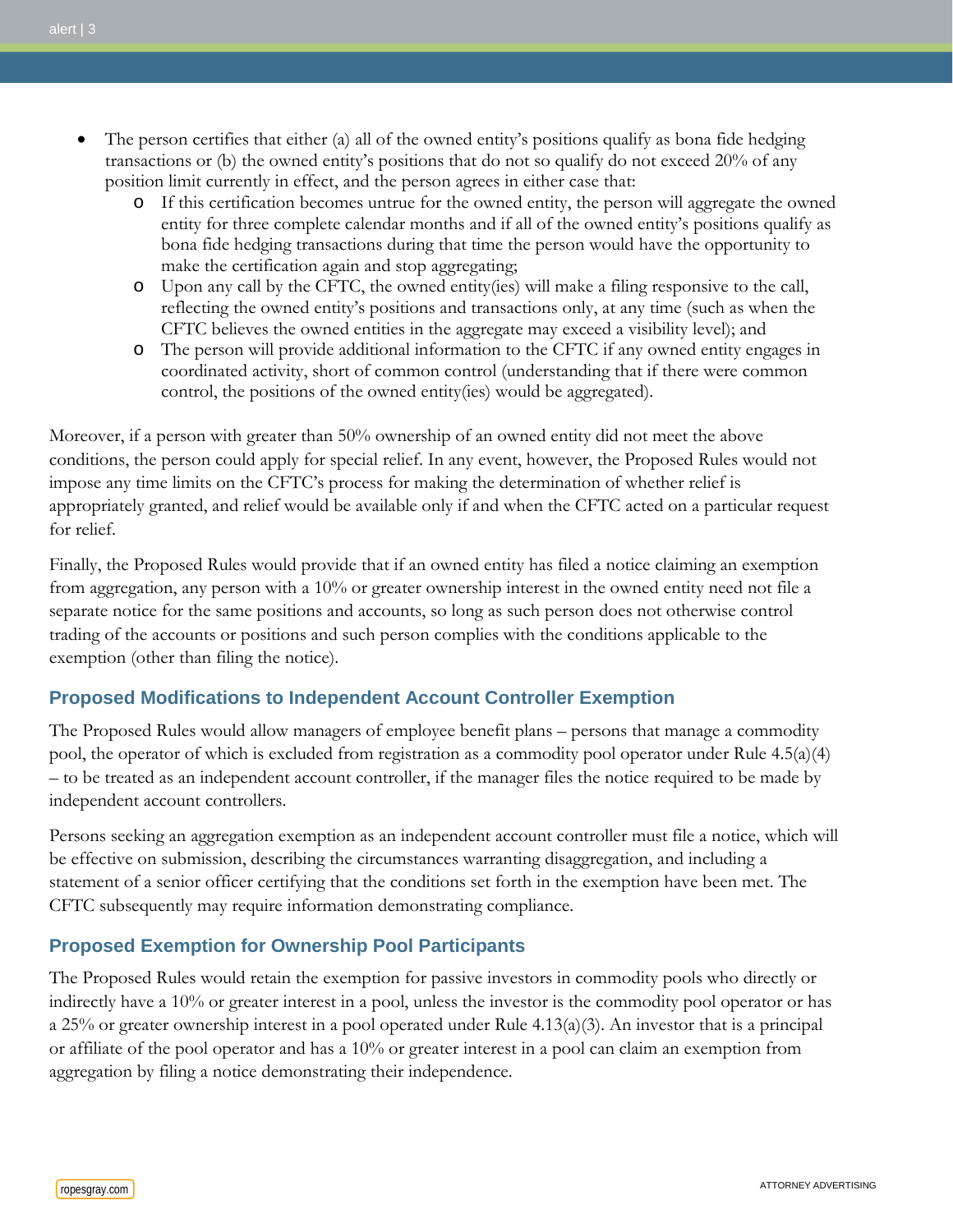- The person certifies that either (a) all of the owned entity's positions qualify as bona fide hedging transactions or (b) the owned entity's positions that do not so qualify do not exceed 20% of any position limit currently in effect, and the person agrees in either case that:
    - If this certification becomes untrue for the owned entity, the person will aggregate the owned entity for three complete calendar months and if all of the owned entity's positions qualify as bona fide hedging transactions during that time the person would have the opportunity to make the certification again and stop aggregating;
    - Upon any call by the CFTC, the owned entity(ies) will make a filing responsive to the call, reflecting the owned entity's positions and transactions only, at any time (such as when the CFTC believes the owned entities in the aggregate may exceed a visibility level); and
    - The person will provide additional information to the CFTC if any owned entity engages in coordinated activity, short of common control (understanding that if there were common control, the positions of the owned entity(ies) would be aggregated).

Moreover, if a person with greater than 50% ownership of an owned entity did not meet the above conditions, the person could apply for special relief. In any event, however, the Proposed Rules would not impose any time limits on the CFTC's process for making the determination of whether relief is appropriately granted, and relief would be available only if and when the CFTC acted on a particular request for relief.

Finally, the Proposed Rules would provide that if an owned entity has filed a notice claiming an exemption from aggregation, any person with a 10% or greater ownership interest in the owned entity need not file a separate notice for the same positions and accounts, so long as such person does not otherwise control trading of the accounts or positions and such person complies with the conditions applicable to the exemption (other than filing the notice).

## Proposed Modifications to Independent Account Controller Exemption

The Proposed Rules would allow managers of employee benefit plans – persons that manage a commodity pool, the operator of which is excluded from registration as a commodity pool operator under Rule 4.5(a)(4) – to be treated as an independent account controller, if the manager files the notice required to be made by independent account controllers.

Persons seeking an aggregation exemption as an independent account controller must file a notice, which will be effective on submission, describing the circumstances warranting disaggregation, and including a statement of a senior officer certifying that the conditions set forth in the exemption have been met. The CFTC subsequently may require information demonstrating compliance.

## Proposed Exemption for Ownership Pool Participants

The Proposed Rules would retain the exemption for passive investors in commodity pools who directly or indirectly have a 10% or greater interest in a pool, unless the investor is the commodity pool operator or has a 25% or greater ownership interest in a pool operated under Rule 4.13(a)(3). An investor that is a principal or affiliate of the pool operator and has a 10% or greater interest in a pool can claim an exemption from aggregation by filing a notice demonstrating their independence.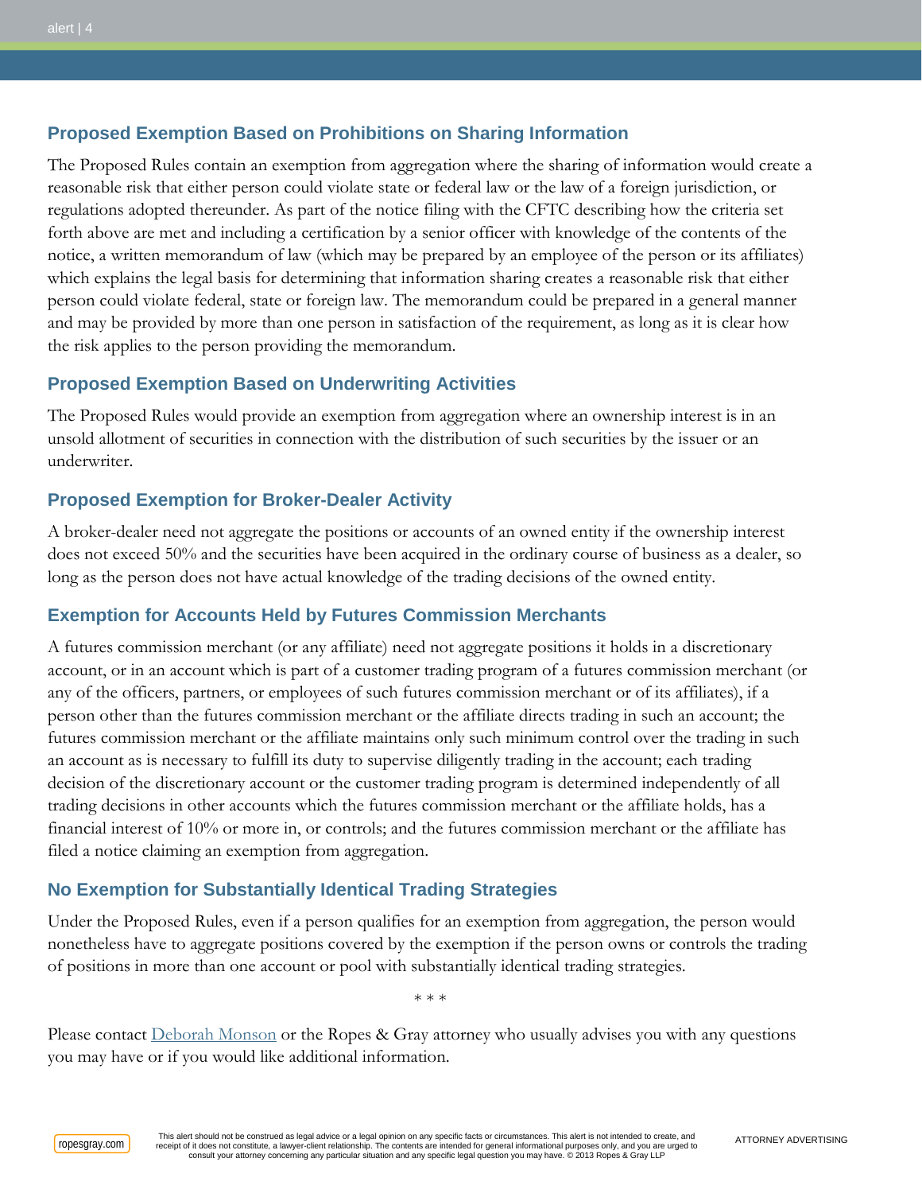## Proposed Exemption Based on Prohibitions on Sharing Information

The Proposed Rules contain an exemption from aggregation where the sharing of information would create a reasonable risk that either person could violate state or federal law or the law of a foreign jurisdiction, or regulations adopted thereunder. As part of the notice filing with the CFTC describing how the criteria set forth above are met and including a certification by a senior officer with knowledge of the contents of the notice, a written memorandum of law (which may be prepared by an employee of the person or its affiliates) which explains the legal basis for determining that information sharing creates a reasonable risk that either person could violate federal, state or foreign law. The memorandum could be prepared in a general manner and may be provided by more than one person in satisfaction of the requirement, as long as it is clear how the risk applies to the person providing the memorandum.

## Proposed Exemption Based on Underwriting Activities

The Proposed Rules would provide an exemption from aggregation where an ownership interest is in an unsold allotment of securities in connection with the distribution of such securities by the issuer or an underwriter.

## Proposed Exemption for Broker-Dealer Activity

A broker-dealer need not aggregate the positions or accounts of an owned entity if the ownership interest does not exceed 50% and the securities have been acquired in the ordinary course of business as a dealer, so long as the person does not have actual knowledge of the trading decisions of the owned entity.

## Exemption for Accounts Held by Futures Commission Merchants

A futures commission merchant (or any affiliate) need not aggregate positions it holds in a discretionary account, or in an account which is part of a customer trading program of a futures commission merchant (or any of the officers, partners, or employees of such futures commission merchant or of its affiliates), if a person other than the futures commission merchant or the affiliate directs trading in such an account; the futures commission merchant or the affiliate maintains only such minimum control over the trading in such an account as is necessary to fulfill its duty to supervise diligently trading in the account; each trading decision of the discretionary account or the customer trading program is determined independently of all trading decisions in other accounts which the futures commission merchant or the affiliate holds, has a financial interest of 10% or more in, or controls; and the futures commission merchant or the affiliate has filed a notice claiming an exemption from aggregation.

## No Exemption for Substantially Identical Trading Strategies

Under the Proposed Rules, even if a person qualifies for an exemption from aggregation, the person would nonetheless have to aggregate positions covered by the exemption if the person owns or controls the trading of positions in more than one account or pool with substantially identical trading strategies.

\* \* \*

Please contact Deborah Monson or the Ropes & Gray attorney who usually advises you with any questions you may have or if you would like additional information.

This alert should not be construed as legal advice or a legal opinion on any specific facts or circumstances. This alert is not intended to create, and receipt of it does not constitute, a lawyer-client relationship. The contents are intended for general informational purposes only, and you are urged to consult your attorney concerning any particular situation and any specific legal question you may have. © 2013 Ropes & Gray LLP

ATTORNEY ADVERTISING